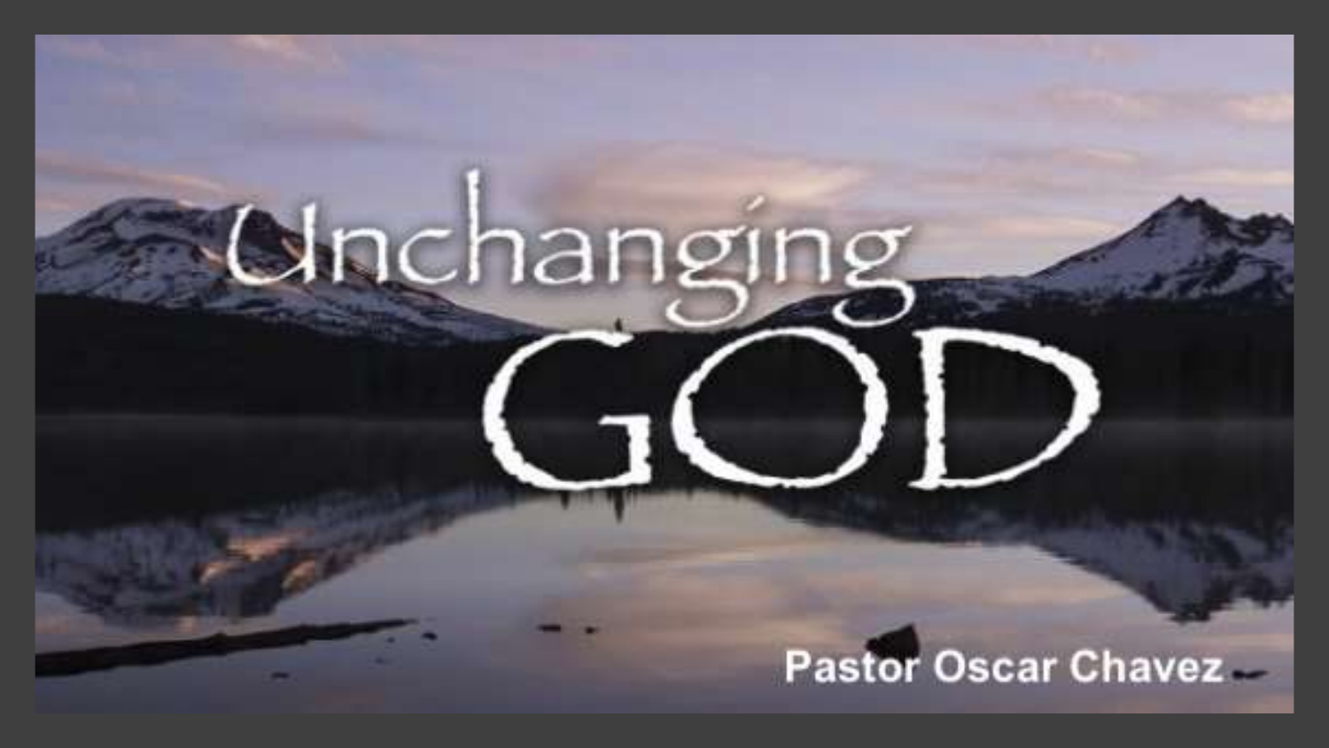# Unchanging GOD

Pastor Oscar Chavez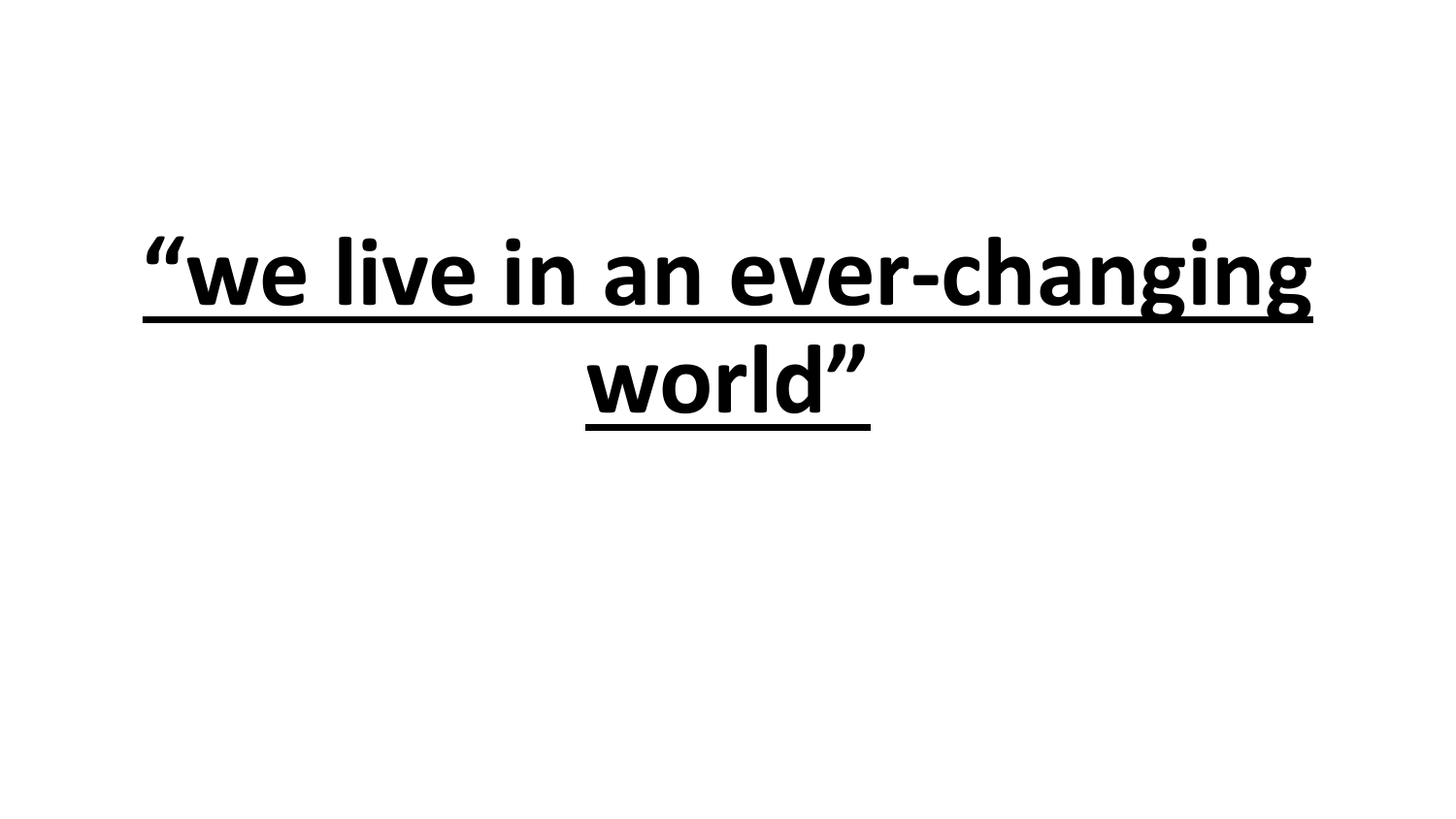# **“we live in an ever-changing world”**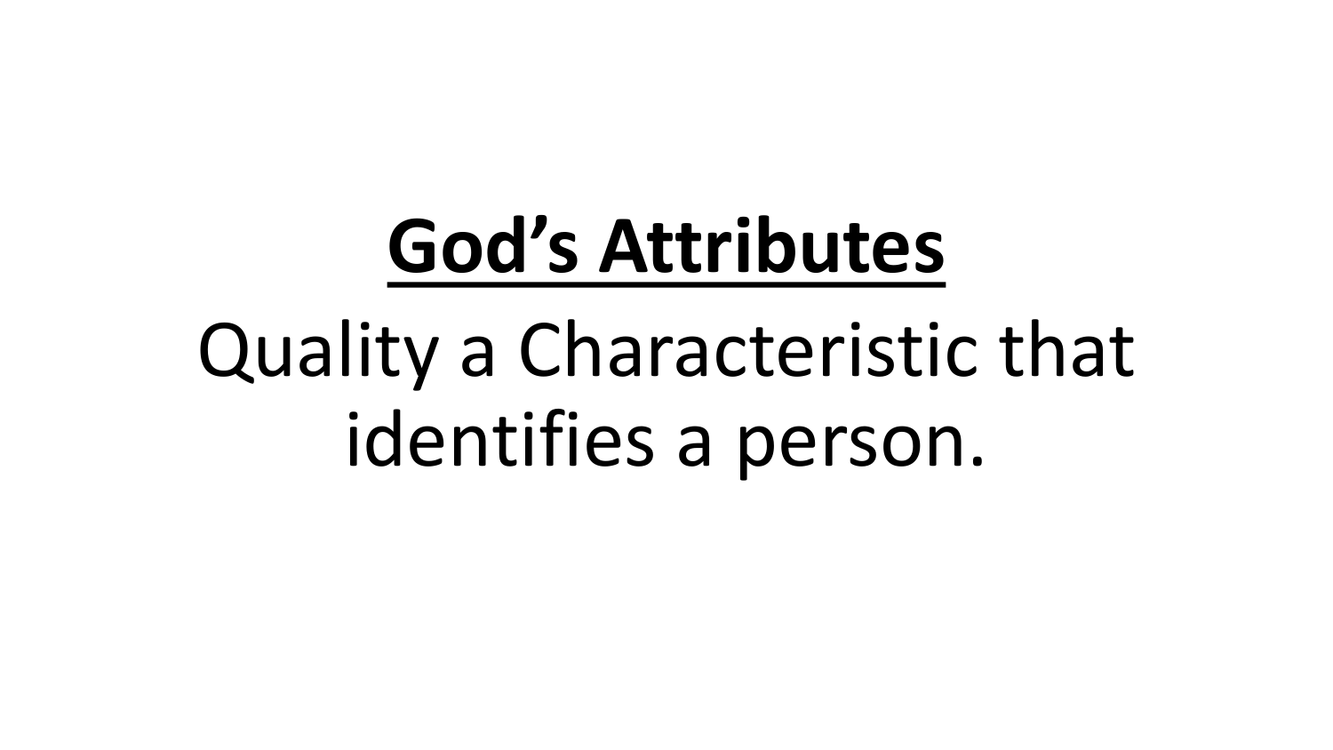# **God's Attributes**

Quality a Characteristic that identifies a person.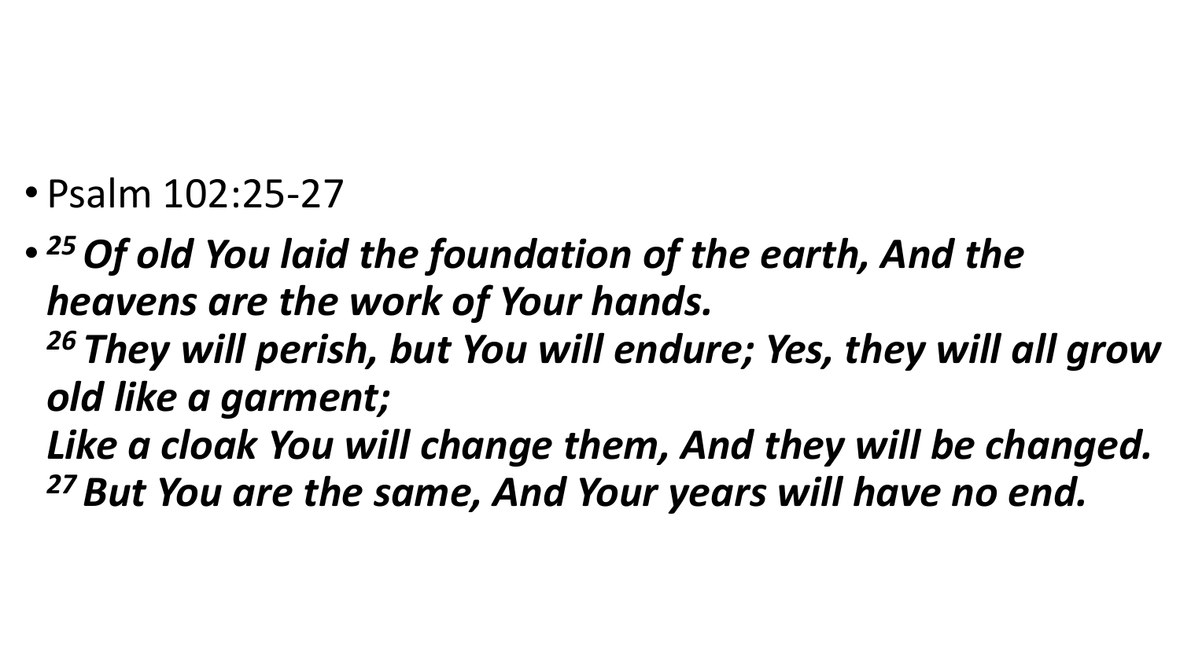- Psalm 102:25-27
- ***[25] Of old You laid the foundation of the earth, And the heavens are the work of Your hands.***
  ***[26] They will perish, but You will endure; Yes, they will all grow old like a garment;***
  ***Like a cloak You will change them, And they will be changed.***
  ***[27] But You are the same, And Your years will have no end.***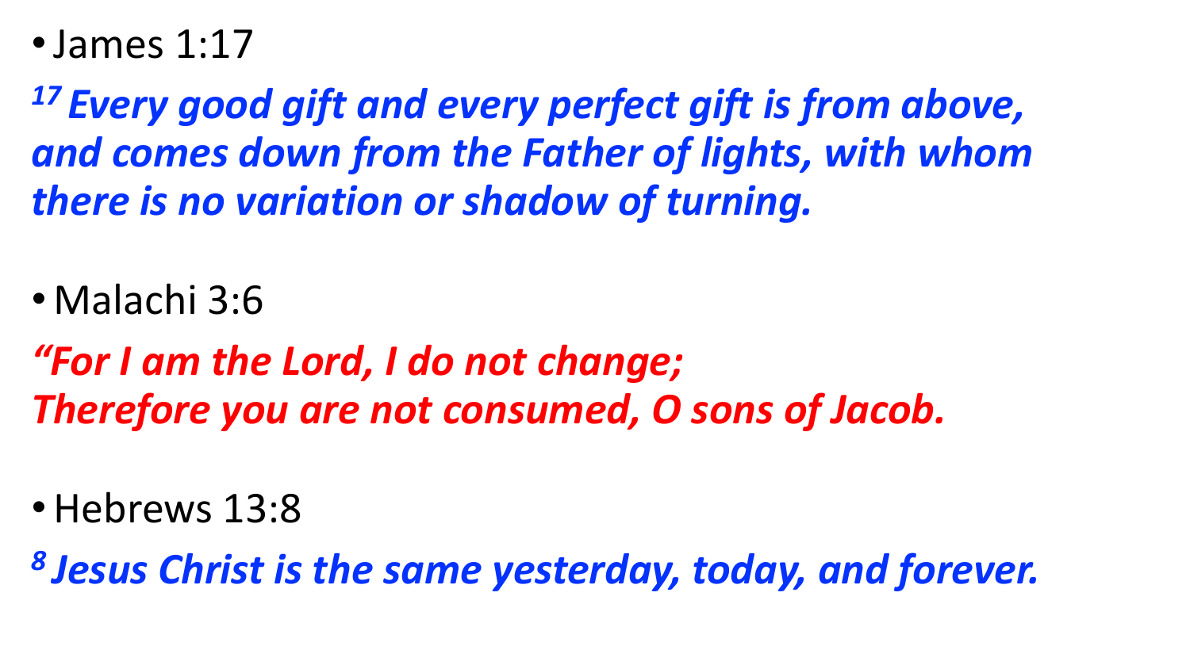- James 1:17

***[17] Every good gift and every perfect gift is from above, and comes down from the Father of lights, with whom there is no variation or shadow of turning.***

- Malachi 3:6

***"For I am the Lord, I do not change;***
***Therefore you are not consumed, O sons of Jacob.***

- Hebrews 13:8

***[8] Jesus Christ is the same yesterday, today, and forever.***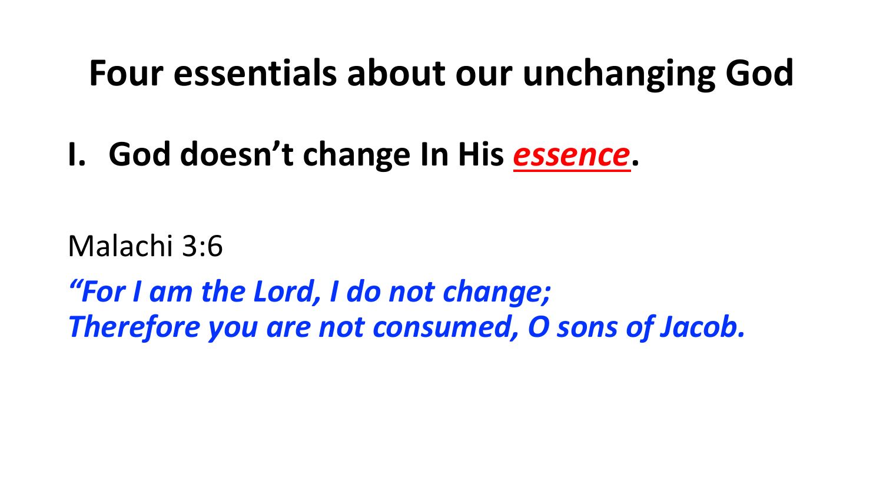# Four essentials about our unchanging God

## I. God doesn't change In His ***essence***.

Malachi 3:6

*"For I am the Lord, I do not change;*
*Therefore you are not consumed, O sons of Jacob.*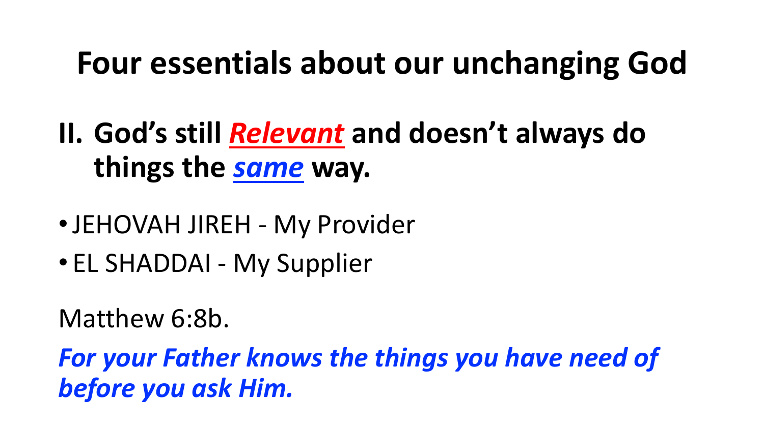# Four essentials about our unchanging God

## II. God's still ***Relevant*** and doesn't always do things the ***same*** way.

- JEHOVAH JIREH - My Provider
- EL SHADDAI - My Supplier

Matthew 6:8b.

***For your Father knows the things you have need of before you ask Him.***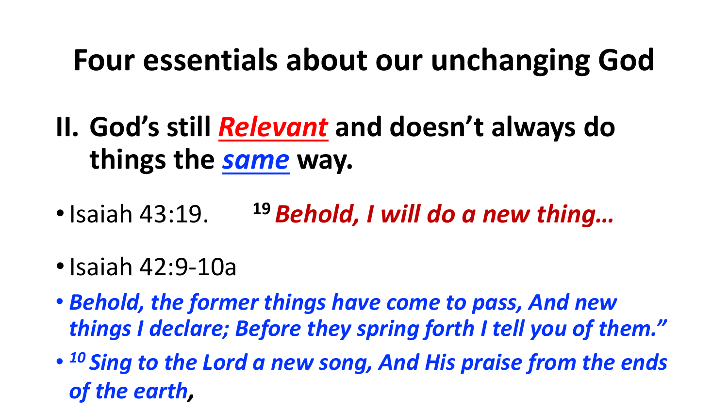# Four essentials about our unchanging God

## II. God's still *Relevant* and doesn't always do things the *same* way.

- Isaiah 43:19. [19] ***Behold, I will do a new thing…***
- Isaiah 42:9-10a
- ***Behold, the former things have come to pass, And new things I declare; Before they spring forth I tell you of them."***
- ***[10] Sing to the Lord a new song, And His praise from the ends of the earth,***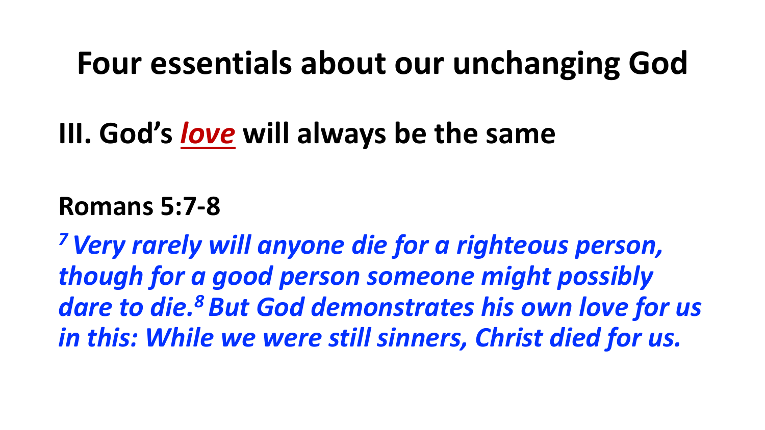# Four essentials about our unchanging God

## III. God's *love* will always be the same

**Romans 5:7-8**

***[7] Very rarely will anyone die for a righteous person, though for a good person someone might possibly dare to die.[8] But God demonstrates his own love for us in this: While we were still sinners, Christ died for us.***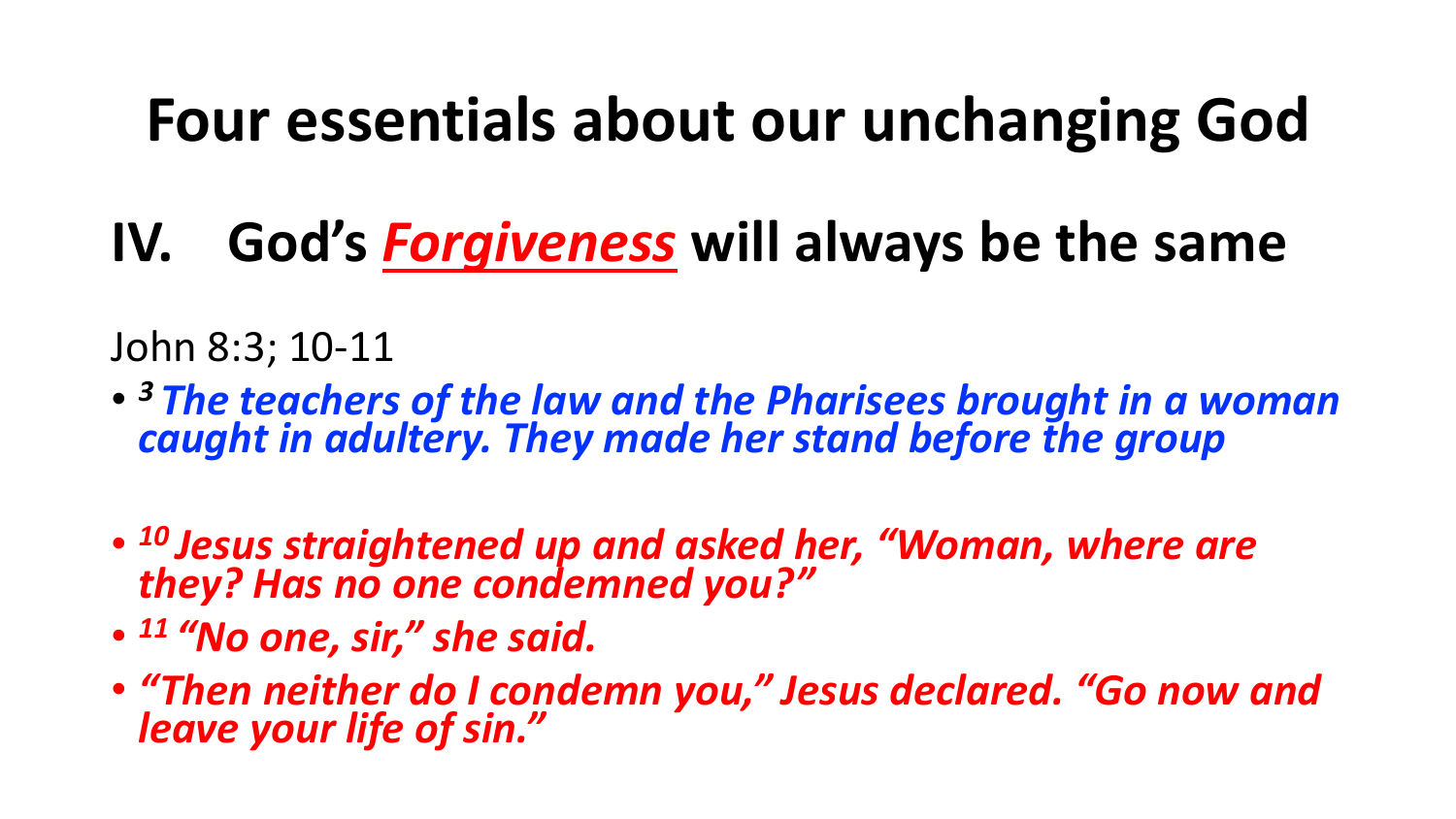# Four essentials about our unchanging God

## IV. God's ***Forgiveness*** will always be the same

John 8:3; 10-11

- ***[3] The teachers of the law and the Pharisees brought in a woman caught in adultery. They made her stand before the group***
- ***[10] Jesus straightened up and asked her, "Woman, where are they? Has no one condemned you?"***
- ***[11] "No one, sir," she said.***
- ***"Then neither do I condemn you," Jesus declared. "Go now and leave your life of sin."***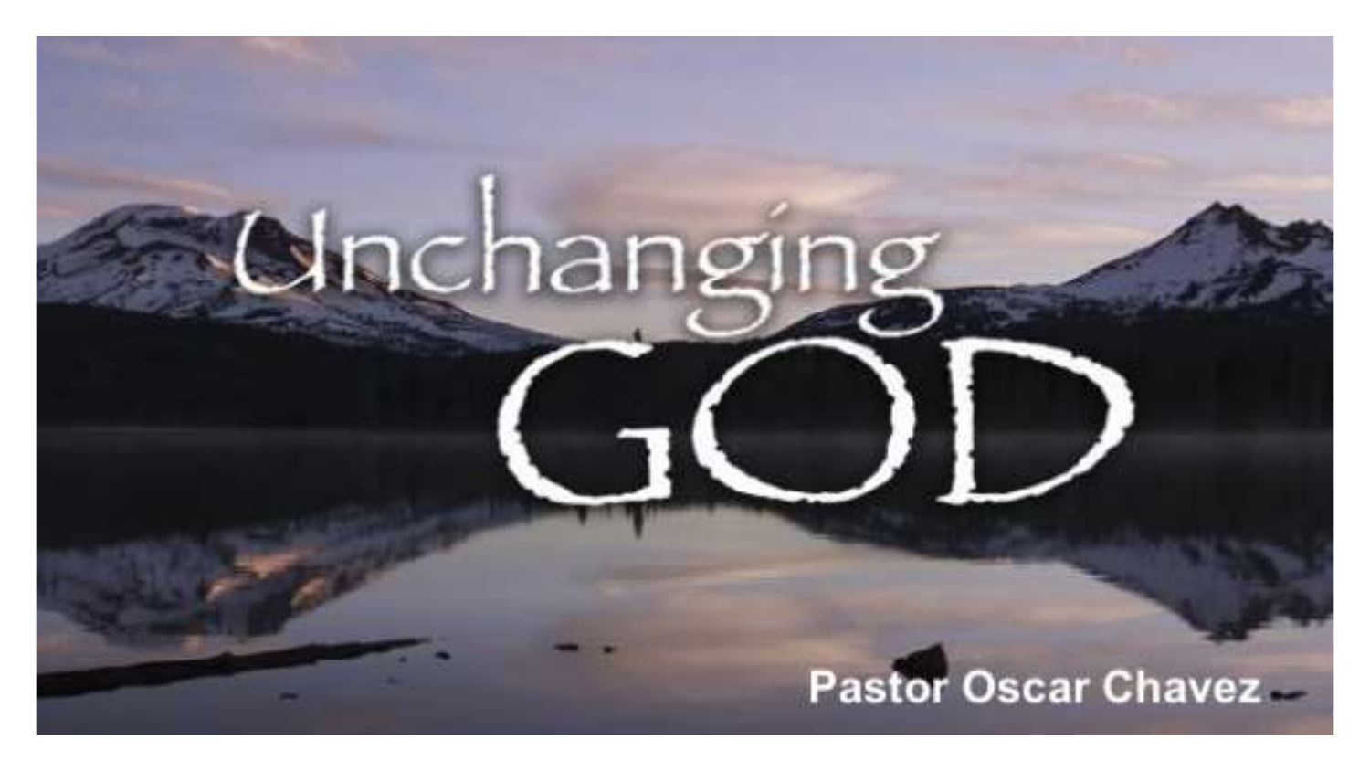# Unchanging GOD

Pastor Oscar Chavez